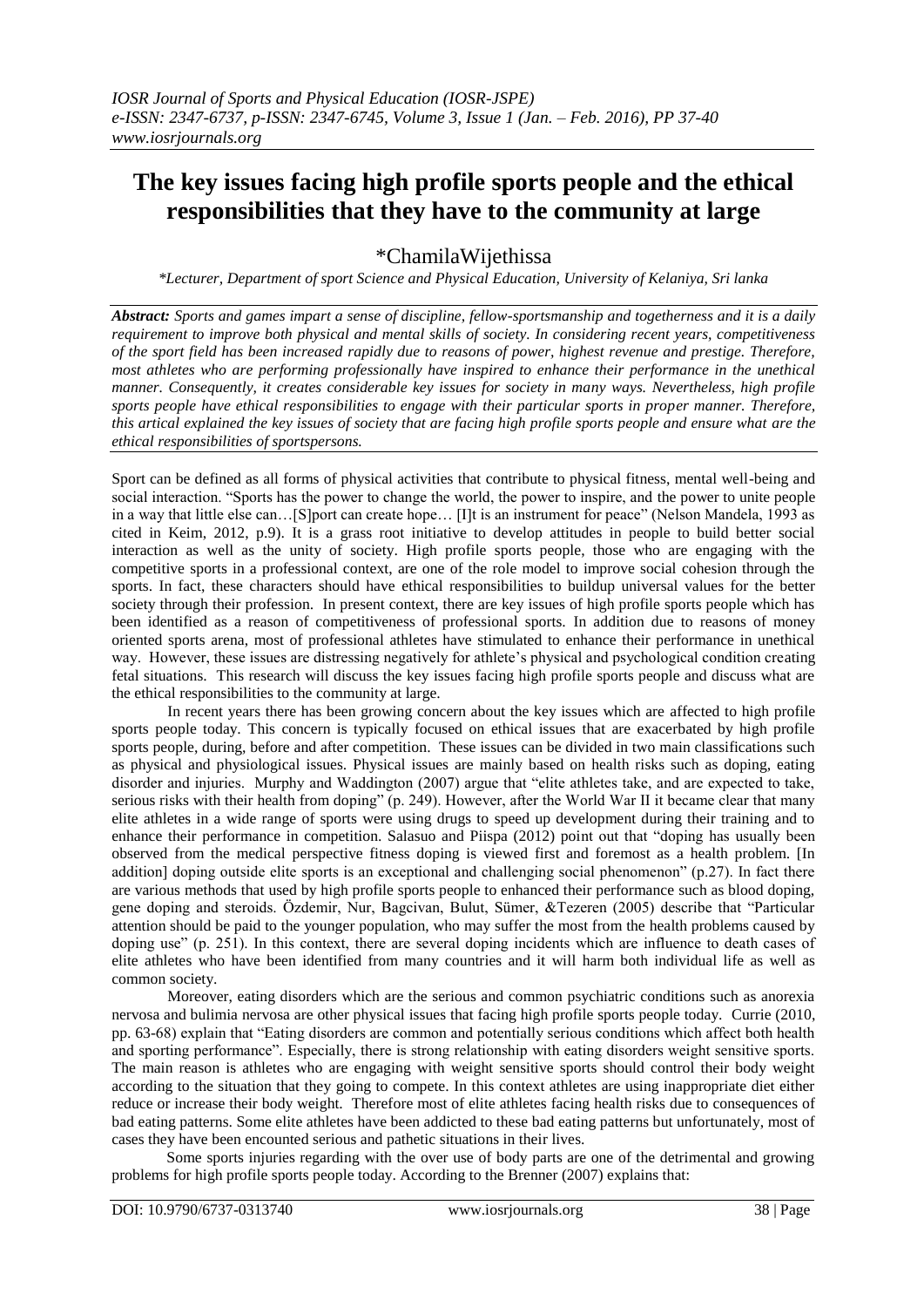# The key issues facing high profile sports people and the ethical responsibilities that they have to the community at large

\*ChamilaWijethissa

*\*Lecturer, Department of sport Science and Physical Education, University of Kelaniya, Sri lanka*

***Abstract:*** *Sports and games impart a sense of discipline, fellow-sportsmanship and togetherness and it is a daily requirement to improve both physical and mental skills of society. In considering recent years, competitiveness of the sport field has been increased rapidly due to reasons of power, highest revenue and prestige. Therefore, most athletes who are performing professionally have inspired to enhance their performance in the unethical manner. Consequently, it creates considerable key issues for society in many ways. Nevertheless, high profile sports people have ethical responsibilities to engage with their particular sports in proper manner. Therefore, this artical explained the key issues of society that are facing high profile sports people and ensure what are the ethical responsibilities of sportspersons.*

Sport can be defined as all forms of physical activities that contribute to physical fitness, mental well-being and social interaction. "Sports has the power to change the world, the power to inspire, and the power to unite people in a way that little else can…[S]port can create hope… [I]t is an instrument for peace" (Nelson Mandela, 1993 as cited in Keim, 2012, p.9). It is a grass root initiative to develop attitudes in people to build better social interaction as well as the unity of society. High profile sports people, those who are engaging with the competitive sports in a professional context, are one of the role model to improve social cohesion through the sports. In fact, these characters should have ethical responsibilities to buildup universal values for the better society through their profession. In present context, there are key issues of high profile sports people which has been identified as a reason of competitiveness of professional sports. In addition due to reasons of money oriented sports arena, most of professional athletes have stimulated to enhance their performance in unethical way. However, these issues are distressing negatively for athlete's physical and psychological condition creating fetal situations. This research will discuss the key issues facing high profile sports people and discuss what are the ethical responsibilities to the community at large.

In recent years there has been growing concern about the key issues which are affected to high profile sports people today. This concern is typically focused on ethical issues that are exacerbated by high profile sports people, during, before and after competition. These issues can be divided in two main classifications such as physical and physiological issues. Physical issues are mainly based on health risks such as doping, eating disorder and injuries. Murphy and Waddington (2007) argue that "elite athletes take, and are expected to take, serious risks with their health from doping" (p. 249). However, after the World War II it became clear that many elite athletes in a wide range of sports were using drugs to speed up development during their training and to enhance their performance in competition. Salasuo and Piispa (2012) point out that "doping has usually been observed from the medical perspective fitness doping is viewed first and foremost as a health problem. [In addition] doping outside elite sports is an exceptional and challenging social phenomenon" (p.27). In fact there are various methods that used by high profile sports people to enhanced their performance such as blood doping, gene doping and steroids. Özdemir, Nur, Bagcivan, Bulut, Sümer, &Tezeren (2005) describe that "Particular attention should be paid to the younger population, who may suffer the most from the health problems caused by doping use" (p. 251). In this context, there are several doping incidents which are influence to death cases of elite athletes who have been identified from many countries and it will harm both individual life as well as common society.

Moreover, eating disorders which are the serious and common psychiatric conditions such as anorexia nervosa and bulimia nervosa are other physical issues that facing high profile sports people today. Currie (2010, pp. 63-68) explain that "Eating disorders are common and potentially serious conditions which affect both health and sporting performance". Especially, there is strong relationship with eating disorders weight sensitive sports. The main reason is athletes who are engaging with weight sensitive sports should control their body weight according to the situation that they going to compete. In this context athletes are using inappropriate diet either reduce or increase their body weight. Therefore most of elite athletes facing health risks due to consequences of bad eating patterns. Some elite athletes have been addicted to these bad eating patterns but unfortunately, most of cases they have been encounted serious and pathetic situations in their lives.

Some sports injuries regarding with the over use of body parts are one of the detrimental and growing problems for high profile sports people today. According to the Brenner (2007) explains that: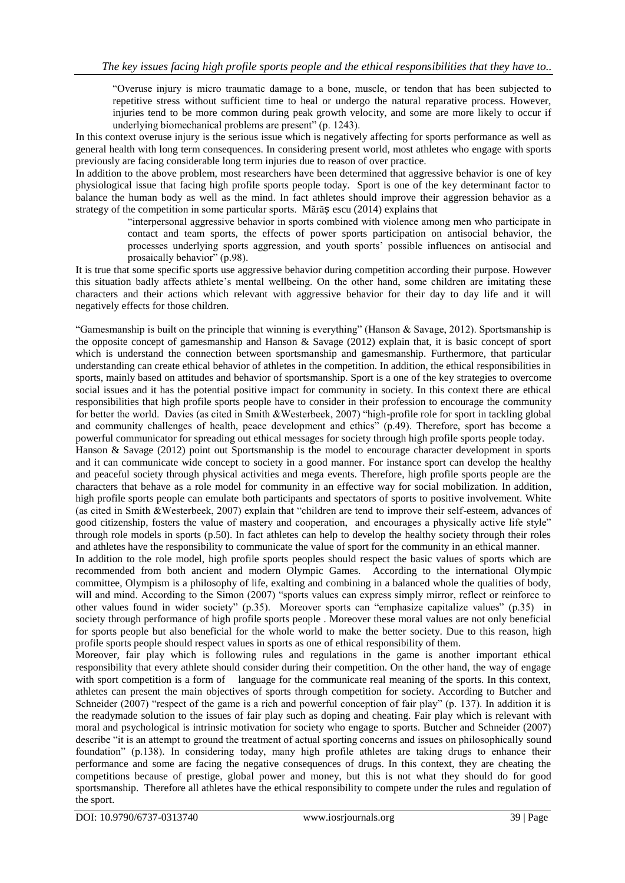> "Overuse injury is micro traumatic damage to a bone, muscle, or tendon that has been subjected to repetitive stress without sufficient time to heal or undergo the natural reparative process. However, injuries tend to be more common during peak growth velocity, and some are more likely to occur if underlying biomechanical problems are present" (p. 1243).

In this context overuse injury is the serious issue which is negatively affecting for sports performance as well as general health with long term consequences. In considering present world, most athletes who engage with sports previously are facing considerable long term injuries due to reason of over practice.

In addition to the above problem, most researchers have been determined that aggressive behavior is one of key physiological issue that facing high profile sports people today. Sport is one of the key determinant factor to balance the human body as well as the mind. In fact athletes should improve their aggression behavior as a strategy of the competition in some particular sports. Mărăș escu (2014) explains that

> "interpersonal aggressive behavior in sports combined with violence among men who participate in contact and team sports, the effects of power sports participation on antisocial behavior, the processes underlying sports aggression, and youth sports' possible influences on antisocial and prosaically behavior" (p.98).

It is true that some specific sports use aggressive behavior during competition according their purpose. However this situation badly affects athlete's mental wellbeing. On the other hand, some children are imitating these characters and their actions which relevant with aggressive behavior for their day to day life and it will negatively effects for those children.

"Gamesmanship is built on the principle that winning is everything" (Hanson & Savage, 2012). Sportsmanship is the opposite concept of gamesmanship and Hanson & Savage (2012) explain that, it is basic concept of sport which is understand the connection between sportsmanship and gamesmanship. Furthermore, that particular understanding can create ethical behavior of athletes in the competition. In addition, the ethical responsibilities in sports, mainly based on attitudes and behavior of sportsmanship. Sport is a one of the key strategies to overcome social issues and it has the potential positive impact for community in society. In this context there are ethical responsibilities that high profile sports people have to consider in their profession to encourage the community for better the world. Davies (as cited in Smith &Westerbeek, 2007) "high-profile role for sport in tackling global and community challenges of health, peace development and ethics" (p.49). Therefore, sport has become a powerful communicator for spreading out ethical messages for society through high profile sports people today.

Hanson & Savage (2012) point out Sportsmanship is the model to encourage character development in sports and it can communicate wide concept to society in a good manner. For instance sport can develop the healthy and peaceful society through physical activities and mega events. Therefore, high profile sports people are the characters that behave as a role model for community in an effective way for social mobilization. In addition, high profile sports people can emulate both participants and spectators of sports to positive involvement. White (as cited in Smith &Westerbeek, 2007) explain that "children are tend to improve their self-esteem, advances of good citizenship, fosters the value of mastery and cooperation, and encourages a physically active life style" through role models in sports (p.50). In fact athletes can help to develop the healthy society through their roles and athletes have the responsibility to communicate the value of sport for the community in an ethical manner.

In addition to the role model, high profile sports peoples should respect the basic values of sports which are recommended from both ancient and modern Olympic Games. According to the international Olympic committee, Olympism is a philosophy of life, exalting and combining in a balanced whole the qualities of body, will and mind. According to the Simon (2007) "sports values can express simply mirror, reflect or reinforce to other values found in wider society" (p.35). Moreover sports can "emphasize capitalize values" (p.35) in society through performance of high profile sports people . Moreover these moral values are not only beneficial for sports people but also beneficial for the whole world to make the better society. Due to this reason, high profile sports people should respect values in sports as one of ethical responsibility of them.

Moreover, fair play which is following rules and regulations in the game is another important ethical responsibility that every athlete should consider during their competition. On the other hand, the way of engage with sport competition is a form of language for the communicate real meaning of the sports. In this context, athletes can present the main objectives of sports through competition for society. According to Butcher and Schneider (2007) "respect of the game is a rich and powerful conception of fair play" (p. 137). In addition it is the readymade solution to the issues of fair play such as doping and cheating. Fair play which is relevant with moral and psychological is intrinsic motivation for society who engage to sports. Butcher and Schneider (2007) describe "it is an attempt to ground the treatment of actual sporting concerns and issues on philosophically sound foundation" (p.138). In considering today, many high profile athletes are taking drugs to enhance their performance and some are facing the negative consequences of drugs. In this context, they are cheating the competitions because of prestige, global power and money, but this is not what they should do for good sportsmanship. Therefore all athletes have the ethical responsibility to compete under the rules and regulation of the sport.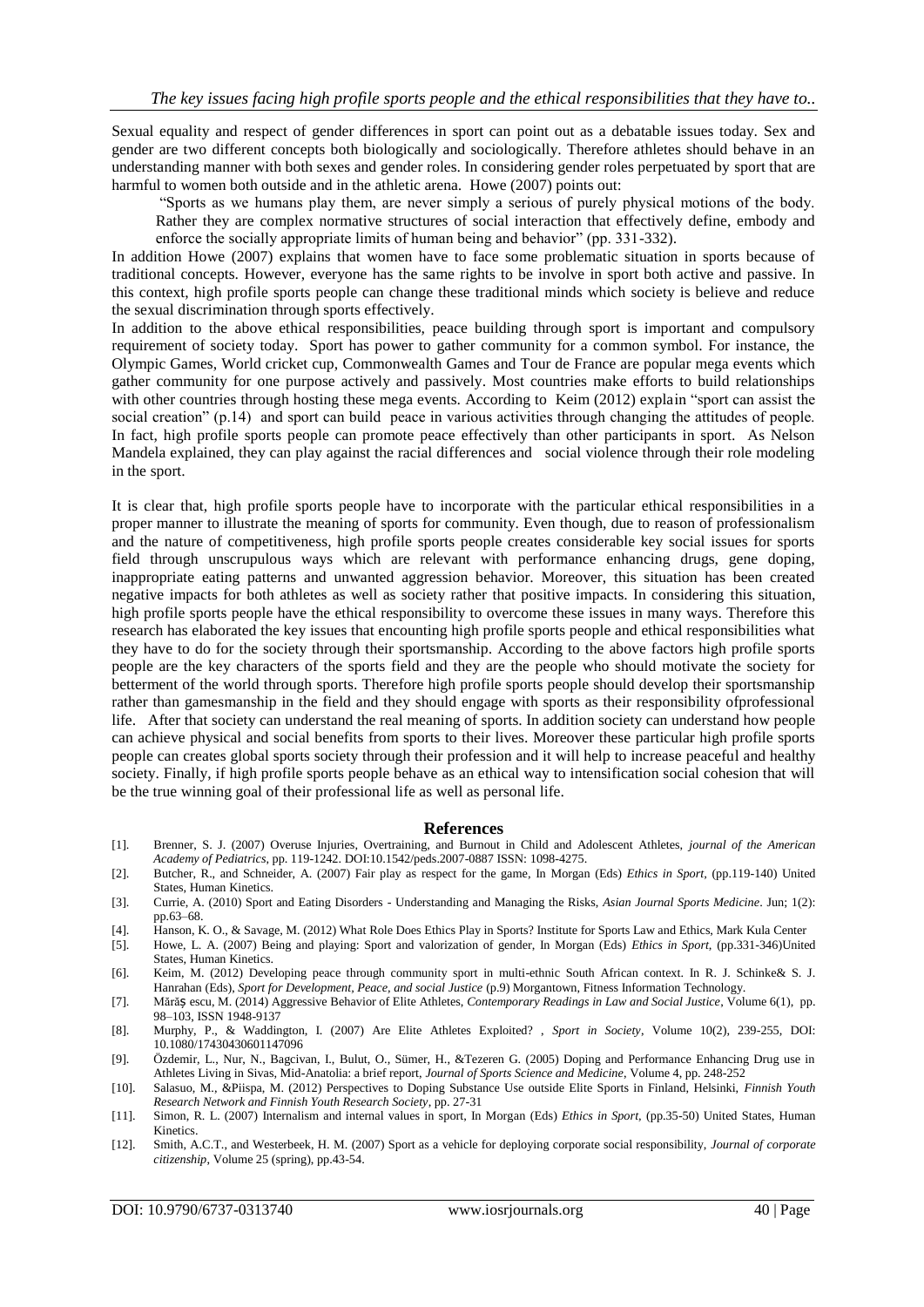Sexual equality and respect of gender differences in sport can point out as a debatable issues today. Sex and gender are two different concepts both biologically and sociologically. Therefore athletes should behave in an understanding manner with both sexes and gender roles. In considering gender roles perpetuated by sport that are harmful to women both outside and in the athletic arena. Howe (2007) points out:

> "Sports as we humans play them, are never simply a serious of purely physical motions of the body. Rather they are complex normative structures of social interaction that effectively define, embody and enforce the socially appropriate limits of human being and behavior" (pp. 331-332).

In addition Howe (2007) explains that women have to face some problematic situation in sports because of traditional concepts. However, everyone has the same rights to be involve in sport both active and passive. In this context, high profile sports people can change these traditional minds which society is believe and reduce the sexual discrimination through sports effectively.

In addition to the above ethical responsibilities, peace building through sport is important and compulsory requirement of society today. Sport has power to gather community for a common symbol. For instance, the Olympic Games, World cricket cup, Commonwealth Games and Tour de France are popular mega events which gather community for one purpose actively and passively. Most countries make efforts to build relationships with other countries through hosting these mega events. According to Keim (2012) explain "sport can assist the social creation" (p.14) and sport can build peace in various activities through changing the attitudes of people. In fact, high profile sports people can promote peace effectively than other participants in sport. As Nelson Mandela explained, they can play against the racial differences and social violence through their role modeling in the sport.

It is clear that, high profile sports people have to incorporate with the particular ethical responsibilities in a proper manner to illustrate the meaning of sports for community. Even though, due to reason of professionalism and the nature of competitiveness, high profile sports people creates considerable key social issues for sports field through unscrupulous ways which are relevant with performance enhancing drugs, gene doping, inappropriate eating patterns and unwanted aggression behavior. Moreover, this situation has been created negative impacts for both athletes as well as society rather that positive impacts. In considering this situation, high profile sports people have the ethical responsibility to overcome these issues in many ways. Therefore this research has elaborated the key issues that encounting high profile sports people and ethical responsibilities what they have to do for the society through their sportsmanship. According to the above factors high profile sports people are the key characters of the sports field and they are the people who should motivate the society for betterment of the world through sports. Therefore high profile sports people should develop their sportsmanship rather than gamesmanship in the field and they should engage with sports as their responsibility ofprofessional life. After that society can understand the real meaning of sports. In addition society can understand how people can achieve physical and social benefits from sports to their lives. Moreover these particular high profile sports people can creates global sports society through their profession and it will help to increase peaceful and healthy society. Finally, if high profile sports people behave as an ethical way to intensification social cohesion that will be the true winning goal of their professional life as well as personal life.

## References

[1]. Brenner, S. J. (2007) Overuse Injuries, Overtraining, and Burnout in Child and Adolescent Athletes, *journal of the American Academy of Pediatrics*, pp. 119-1242. DOI:10.1542/peds.2007-0887 ISSN: 1098-4275.

[2]. Butcher, R., and Schneider, A. (2007) Fair play as respect for the game, In Morgan (Eds) *Ethics in Sport*, (pp.119-140) United States, Human Kinetics.

[3]. Currie, A. (2010) Sport and Eating Disorders - Understanding and Managing the Risks, *Asian Journal Sports Medicine*. Jun; 1(2): pp.63–68.

[4]. Hanson, K. O., & Savage, M. (2012) What Role Does Ethics Play in Sports? Institute for Sports Law and Ethics, Mark Kula Center

[5]. Howe, L. A. (2007) Being and playing: Sport and valorization of gender, In Morgan (Eds) *Ethics in Sport*, (pp.331-346)United States, Human Kinetics.

[6]. Keim, M. (2012) Developing peace through community sport in multi-ethnic South African context. In R. J. Schinke& S. J. Hanrahan (Eds), *Sport for Development, Peace, and social Justice* (p.9) Morgantown, Fitness Information Technology.

[7]. Mărăș escu, M. (2014) Aggressive Behavior of Elite Athletes, *Contemporary Readings in Law and Social Justice*, Volume 6(1), pp. 98–103, ISSN 1948-9137

[8]. Murphy, P., & Waddington, I. (2007) Are Elite Athletes Exploited? , *Sport in Society*, Volume 10(2), 239-255, DOI: 10.1080/17430430601147096

[9]. Özdemir, L., Nur, N., Bagcivan, I., Bulut, O., Sümer, H., &Tezeren G. (2005) Doping and Performance Enhancing Drug use in Athletes Living in Sivas, Mid-Anatolia: a brief report, *Journal of Sports Science and Medicine*, Volume 4, pp. 248-252

[10]. Salasuo, M., &Piispa, M. (2012) Perspectives to Doping Substance Use outside Elite Sports in Finland, Helsinki, *Finnish Youth Research Network and Finnish Youth Research Society*, pp. 27-31

[11]. Simon, R. L. (2007) Internalism and internal values in sport, In Morgan (Eds) *Ethics in Sport*, (pp.35-50) United States, Human Kinetics.

[12]. Smith, A.C.T., and Westerbeek, H. M. (2007) Sport as a vehicle for deploying corporate social responsibility, *Journal of corporate citizenship*, Volume 25 (spring), pp.43-54.